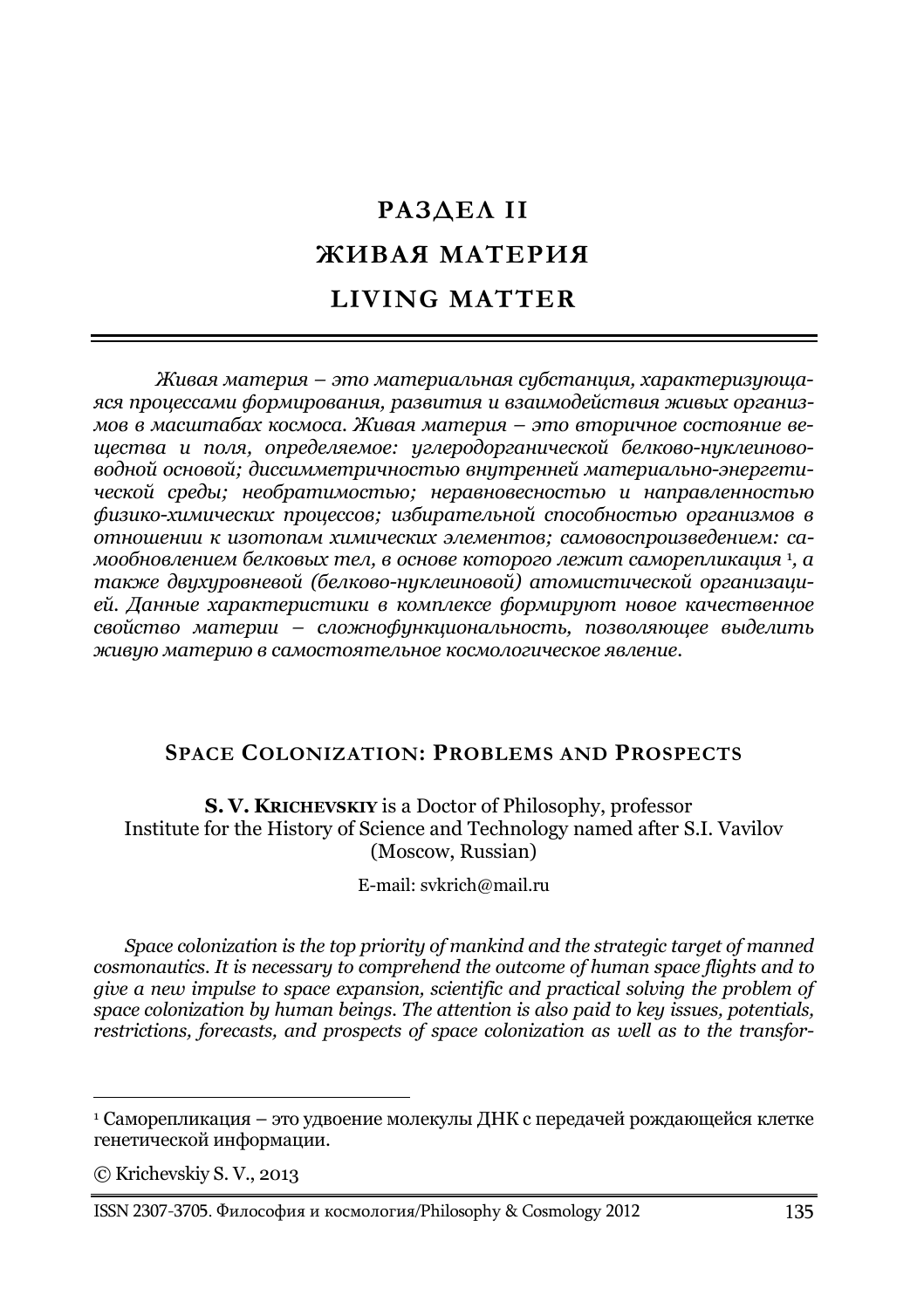# РАЗДЕЛ II

# ЖИВАЯ МАТЕРИЯ

# LIVING MATTER

*Живая материя – это материальная субстанция, характеризующаяся процессами формирования, развития и взаимодействия живых организмов в масштабах космоса. Живая материя – это вторичное состояние вещества и поля, определяемое: углеродорганической белково-нуклеиново-водной основой; диссимметричностью внутренней материально-энергетической среды; необратимостью; неравновесностью и направленностью физико-химических процессов; избирательной способностью организмов в отношении к изотопам химических элементов; самовоспроизведением: самообновлением белковых тел, в основе которого лежит саморепликация [1], а также двухуровневой (белково-нуклеиновой) атомистической организацией. Данные характеристики в комплексе формируют новое качественное свойство материи – сложнофункциональность, позволяющее выделить живую материю в самостоятельное космологическое явление.*

## SPACE COLONIZATION: PROBLEMS AND PROSPECTS

**S. V. KRICHEVSKIY** is a Doctor of Philosophy, professor
Institute for the History of Science and Technology named after S.I. Vavilov (Moscow, Russian)

E-mail: svkrich@mail.ru

*Space colonization is the top priority of mankind and the strategic target of manned cosmonautics. It is necessary to comprehend the outcome of human space flights and to give a new impulse to space expansion, scientific and practical solving the problem of space colonization by human beings. The attention is also paid to key issues, potentials, restrictions, forecasts, and prospects of space colonization as well as to the transfor-*

---

[1] Саморепликация – это удвоение молекулы ДНК с передачей рождающейся клетке генетической информации.

© Krichevskiy S. V., 2013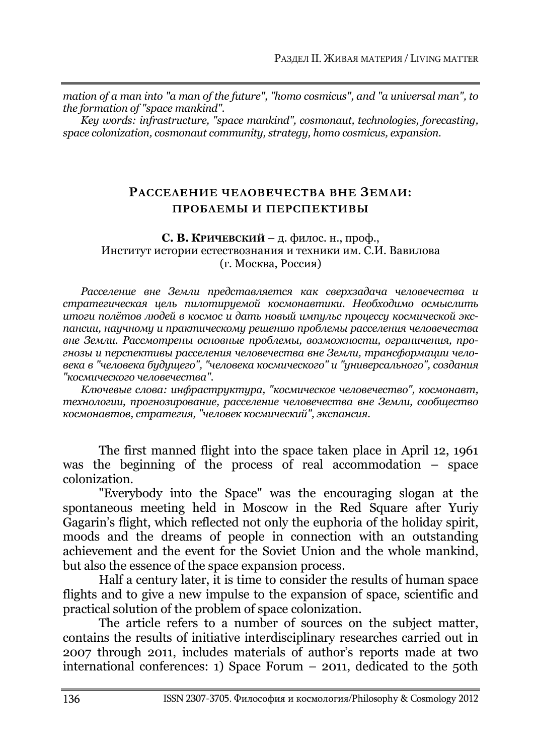*mation of a man into "a man of the future", "homo cosmicus", and "a universal man", to the formation of "space mankind".*

*Key words: infrastructure, "space mankind", cosmonaut, technologies, forecasting, space colonization, cosmonaut community, strategy, homo cosmicus, expansion.*

## РАССЕЛЕНИЕ ЧЕЛОВЕЧЕСТВА ВНЕ ЗЕМЛИ: ПРОБЛЕМЫ И ПЕРСПЕКТИВЫ

**С. В. КРИЧЕВСКИЙ** – д. филос. н., проф.,
Институт истории естествознания и техники им. С.И. Вавилова
(г. Москва, Россия)

*Расселение вне Земли представляется как сверхзадача человечества и стратегическая цель пилотируемой космонавтики. Необходимо осмыслить итоги полётов людей в космос и дать новый импульс процессу космической экспансии, научному и практическому решению проблемы расселения человечества вне Земли. Рассмотрены основные проблемы, возможности, ограничения, прогнозы и перспективы расселения человечества вне Земли, трансформации человека в "человека будущего", "человека космического" и "универсального", создания "космического человечества".*

*Ключевые слова: инфраструктура, "космическое человечество", космонавт, технологии, прогнозирование, расселение человечества вне Земли, сообщество космонавтов, стратегия, "человек космический", экспансия.*

The first manned flight into the space taken place in April 12, 1961 was the beginning of the process of real accommodation – space colonization.

"Everybody into the Space" was the encouraging slogan at the spontaneous meeting held in Moscow in the Red Square after Yuriy Gagarin's flight, which reflected not only the euphoria of the holiday spirit, moods and the dreams of people in connection with an outstanding achievement and the event for the Soviet Union and the whole mankind, but also the essence of the space expansion process.

Half a century later, it is time to consider the results of human space flights and to give a new impulse to the expansion of space, scientific and practical solution of the problem of space colonization.

The article refers to a number of sources on the subject matter, contains the results of initiative interdisciplinary researches carried out in 2007 through 2011, includes materials of author's reports made at two international conferences: 1) Space Forum – 2011, dedicated to the 50th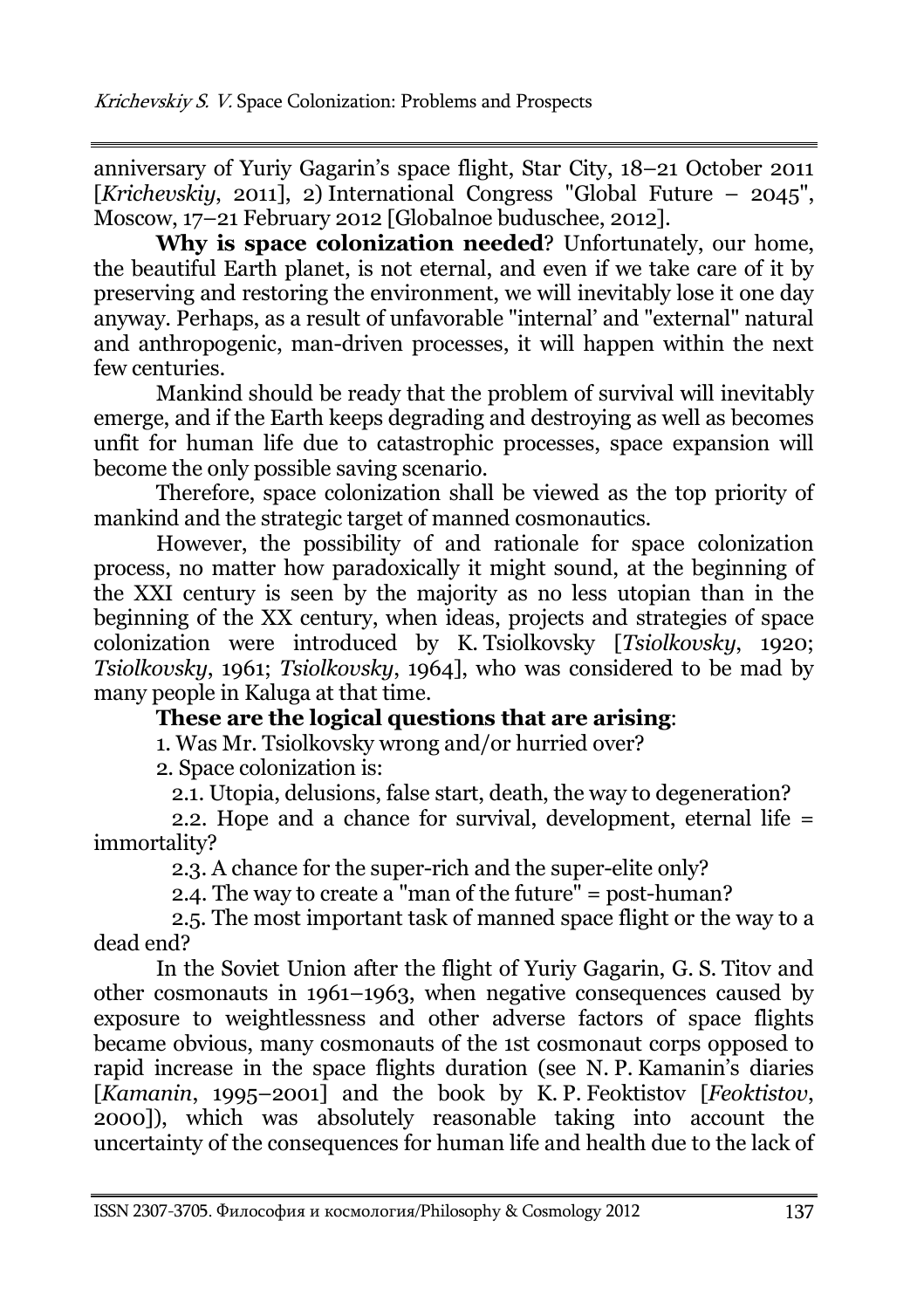anniversary of Yuriy Gagarin's space flight, Star City, 18–21 October 2011 [*Krichevskiy*, 2011], 2) International Congress "Global Future – 2045", Moscow, 17–21 February 2012 [Globalnoe buduschee, 2012].

**Why is space colonization needed**? Unfortunately, our home, the beautiful Earth planet, is not eternal, and even if we take care of it by preserving and restoring the environment, we will inevitably lose it one day anyway. Perhaps, as a result of unfavorable "internal' and "external" natural and anthropogenic, man-driven processes, it will happen within the next few centuries.

Mankind should be ready that the problem of survival will inevitably emerge, and if the Earth keeps degrading and destroying as well as becomes unfit for human life due to catastrophic processes, space expansion will become the only possible saving scenario.

Therefore, space colonization shall be viewed as the top priority of mankind and the strategic target of manned cosmonautics.

However, the possibility of and rationale for space colonization process, no matter how paradoxically it might sound, at the beginning of the XXI century is seen by the majority as no less utopian than in the beginning of the XX century, when ideas, projects and strategies of space colonization were introduced by K. Tsiolkovsky [*Tsiolkovsky*, 1920; *Tsiolkovsky*, 1961; *Tsiolkovsky*, 1964], who was considered to be mad by many people in Kaluga at that time.

**These are the logical questions that are arising**:

1. Was Mr. Tsiolkovsky wrong and/or hurried over?

2. Space colonization is:

2.1. Utopia, delusions, false start, death, the way to degeneration?

2.2. Hope and a chance for survival, development, eternal life = immortality?

2.3. A chance for the super-rich and the super-elite only?

2.4. The way to create a "man of the future" = post-human?

2.5. The most important task of manned space flight or the way to a dead end?

In the Soviet Union after the flight of Yuriy Gagarin, G. S. Titov and other cosmonauts in 1961–1963, when negative consequences caused by exposure to weightlessness and other adverse factors of space flights became obvious, many cosmonauts of the 1st cosmonaut corps opposed to rapid increase in the space flights duration (see N. P. Kamanin's diaries [*Kamanin*, 1995–2001] and the book by K. P. Feoktistov [*Feoktistov*, 2000]), which was absolutely reasonable taking into account the uncertainty of the consequences for human life and health due to the lack of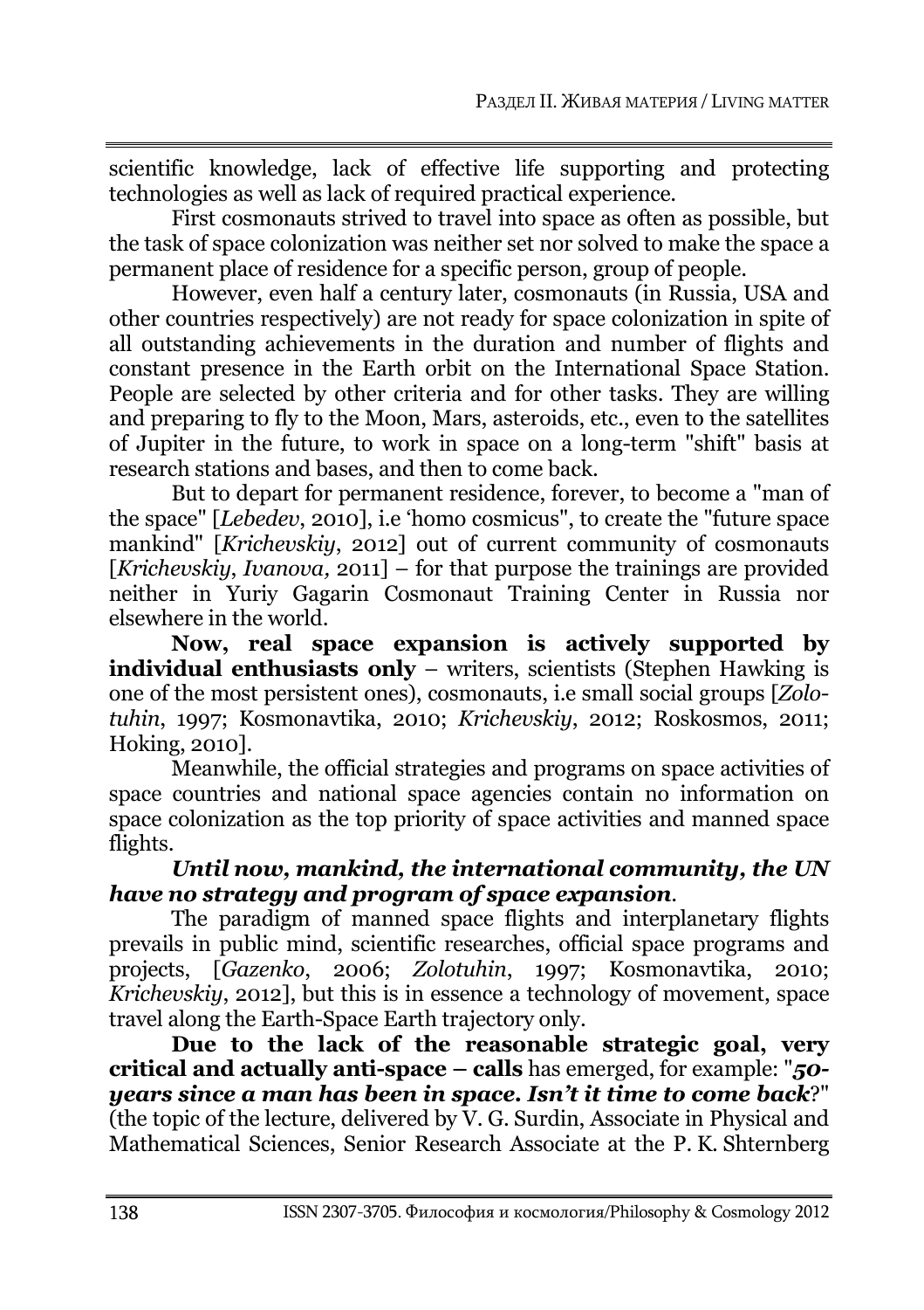scientific knowledge, lack of effective life supporting and protecting technologies as well as lack of required practical experience.

First cosmonauts strived to travel into space as often as possible, but the task of space colonization was neither set nor solved to make the space a permanent place of residence for a specific person, group of people.

However, even half a century later, cosmonauts (in Russia, USA and other countries respectively) are not ready for space colonization in spite of all outstanding achievements in the duration and number of flights and constant presence in the Earth orbit on the International Space Station. People are selected by other criteria and for other tasks. They are willing and preparing to fly to the Moon, Mars, asteroids, etc., even to the satellites of Jupiter in the future, to work in space on a long-term "shift" basis at research stations and bases, and then to come back.

But to depart for permanent residence, forever, to become a "man of the space" [*Lebedev*, 2010], i.e 'homo cosmicus", to create the "future space mankind" [*Krichevskiy*, 2012] out of current community of cosmonauts [*Krichevskiy, Ivanova,* 2011] – for that purpose the trainings are provided neither in Yuriy Gagarin Cosmonaut Training Center in Russia nor elsewhere in the world.

**Now, real space expansion is actively supported by individual enthusiasts only** – writers, scientists (Stephen Hawking is one of the most persistent ones), cosmonauts, i.e small social groups [*Zolotuhin*, 1997; Kosmonavtika, 2010; *Krichevskiy*, 2012; Roskosmos, 2011; Hoking, 2010].

Meanwhile, the official strategies and programs on space activities of space countries and national space agencies contain no information on space colonization as the top priority of space activities and manned space flights.

***Until now, mankind, the international community, the UN have no strategy and program of space expansion*.**

The paradigm of manned space flights and interplanetary flights prevails in public mind, scientific researches, official space programs and projects, [*Gazenko*, 2006; *Zolotuhin*, 1997; Kosmonavtika, 2010; *Krichevskiy*, 2012], but this is in essence a technology of movement, space travel along the Earth-Space Earth trajectory only.

**Due to the lack of the reasonable strategic goal, very critical and actually anti-space – calls** has emerged, for example: "***50-years since a man has been in space. Isn't it time to come back***?" (the topic of the lecture, delivered by V. G. Surdin, Associate in Physical and Mathematical Sciences, Senior Research Associate at the P. K. Shternberg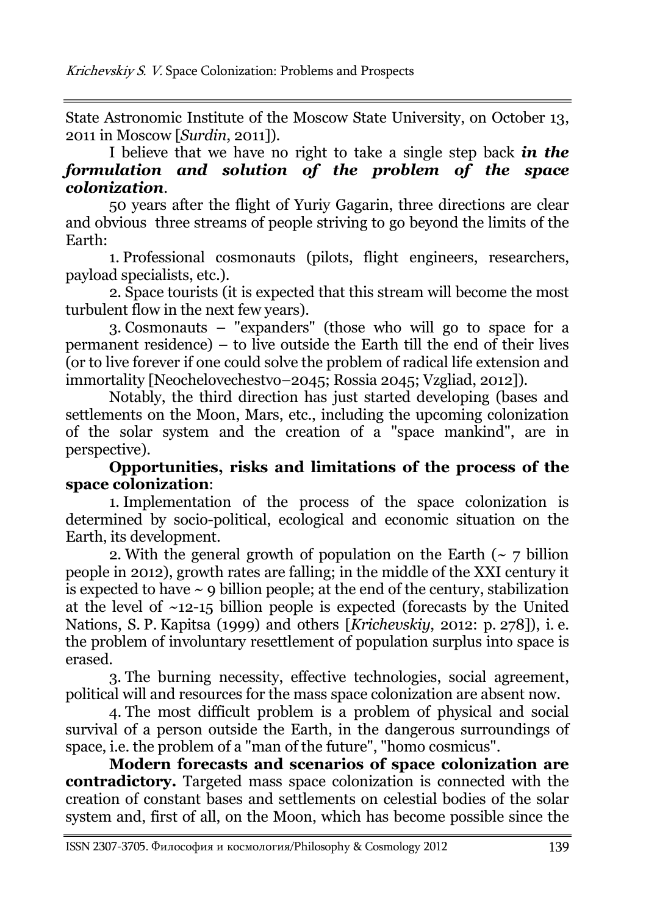State Astronomic Institute of the Moscow State University, on October 13, 2011 in Moscow [*Surdin*, 2011]).

I believe that we have no right to take a single step back ***in the formulation and solution of the problem of the space colonization***.

50 years after the flight of Yuriy Gagarin, three directions are clear and obvious three streams of people striving to go beyond the limits of the Earth:

1. Professional cosmonauts (pilots, flight engineers, researchers, payload specialists, etc.).

2. Space tourists (it is expected that this stream will become the most turbulent flow in the next few years).

3. Cosmonauts – "expanders" (those who will go to space for a permanent residence) – to live outside the Earth till the end of their lives (or to live forever if one could solve the problem of radical life extension and immortality [Neochelovechestvo–2045; Rossia 2045; Vzgliad, 2012]).

Notably, the third direction has just started developing (bases and settlements on the Moon, Mars, etc., including the upcoming colonization of the solar system and the creation of a "space mankind", are in perspective).

**Opportunities, risks and limitations of the process of the space colonization**:

1. Implementation of the process of the space colonization is determined by socio-political, ecological and economic situation on the Earth, its development.

2. With the general growth of population on the Earth (~ 7 billion people in 2012), growth rates are falling; in the middle of the XXI century it is expected to have ~ 9 billion people; at the end of the century, stabilization at the level of ~12-15 billion people is expected (forecasts by the United Nations, S. P. Kapitsa (1999) and others [*Krichevskiy*, 2012: p. 278]), i. e. the problem of involuntary resettlement of population surplus into space is erased.

3. The burning necessity, effective technologies, social agreement, political will and resources for the mass space colonization are absent now.

4. The most difficult problem is a problem of physical and social survival of a person outside the Earth, in the dangerous surroundings of space, i.e. the problem of a "man of the future", "homo cosmicus".

**Modern forecasts and scenarios of space colonization are contradictory.** Targeted mass space colonization is connected with the creation of constant bases and settlements on celestial bodies of the solar system and, first of all, on the Moon, which has become possible since the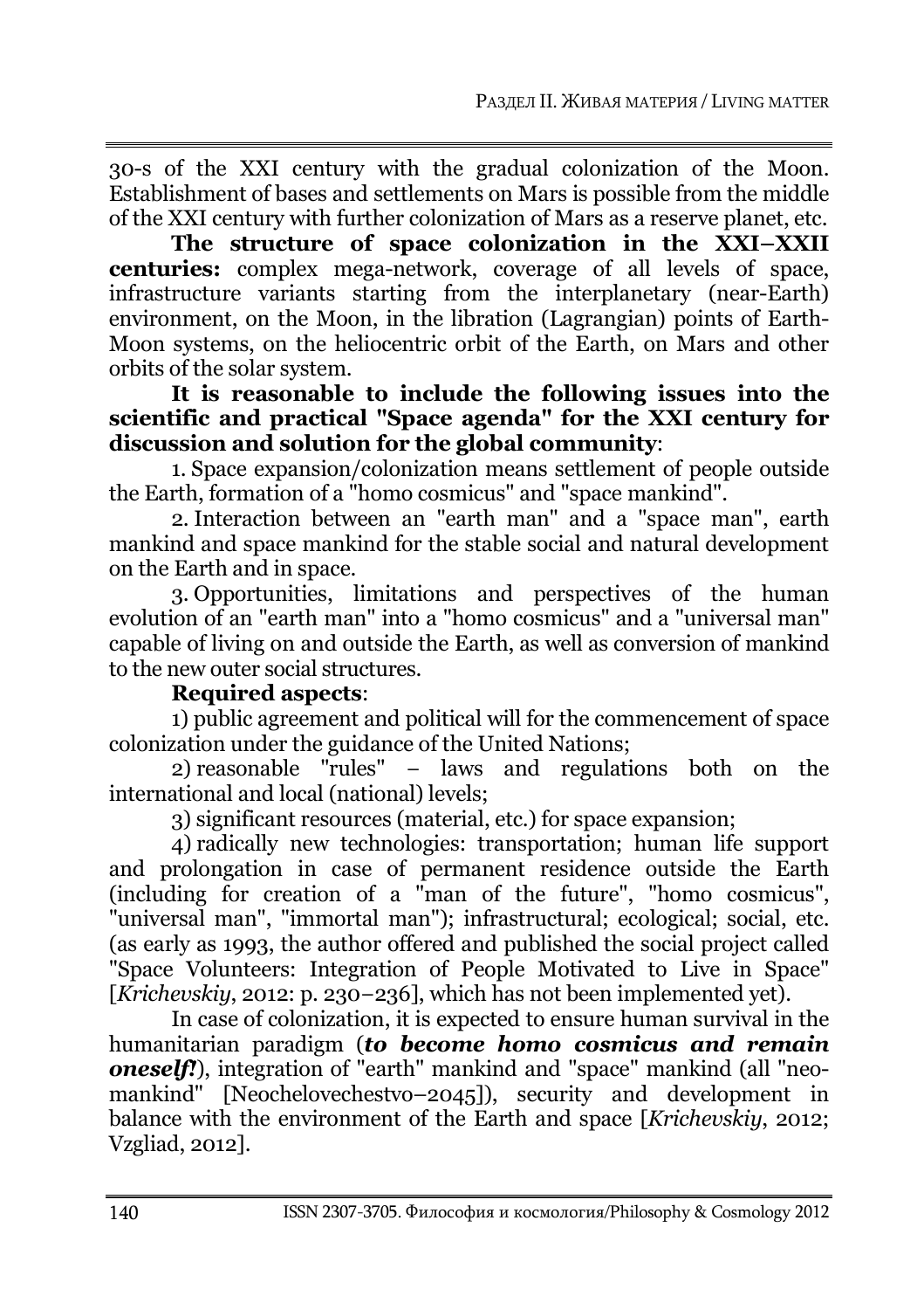30-s of the XXI century with the gradual colonization of the Moon. Establishment of bases and settlements on Mars is possible from the middle of the XXI century with further colonization of Mars as a reserve planet, etc.

**The structure of space colonization in the XXI–XXII centuries:** complex mega-network, coverage of all levels of space, infrastructure variants starting from the interplanetary (near-Earth) environment, on the Moon, in the libration (Lagrangian) points of Earth-Moon systems, on the heliocentric orbit of the Earth, on Mars and other orbits of the solar system.

**It is reasonable to include the following issues into the scientific and practical "Space agenda" for the XXI century for discussion and solution for the global community**:

1. Space expansion/colonization means settlement of people outside the Earth, formation of a "homo cosmicus" and "space mankind".

2. Interaction between an "earth man" and a "space man", earth mankind and space mankind for the stable social and natural development on the Earth and in space.

3. Opportunities, limitations and perspectives of the human evolution of an "earth man" into a "homo cosmicus" and a "universal man" capable of living on and outside the Earth, as well as conversion of mankind to the new outer social structures.

**Required aspects**:

1) public agreement and political will for the commencement of space colonization under the guidance of the United Nations;

2) reasonable "rules" – laws and regulations both on the international and local (national) levels;

3) significant resources (material, etc.) for space expansion;

4) radically new technologies: transportation; human life support and prolongation in case of permanent residence outside the Earth (including for creation of a "man of the future", "homo cosmicus", "universal man", "immortal man"); infrastructural; ecological; social, etc. (as early as 1993, the author offered and published the social project called "Space Volunteers: Integration of People Motivated to Live in Space" [*Krichevskiy*, 2012: p. 230–236], which has not been implemented yet).

In case of colonization, it is expected to ensure human survival in the humanitarian paradigm (***to become homo cosmicus and remain oneself!***), integration of "earth" mankind and "space" mankind (all "neo-mankind" [Neochelovechestvo–2045]), security and development in balance with the environment of the Earth and space [*Krichevskiy*, 2012; Vzgliad, 2012].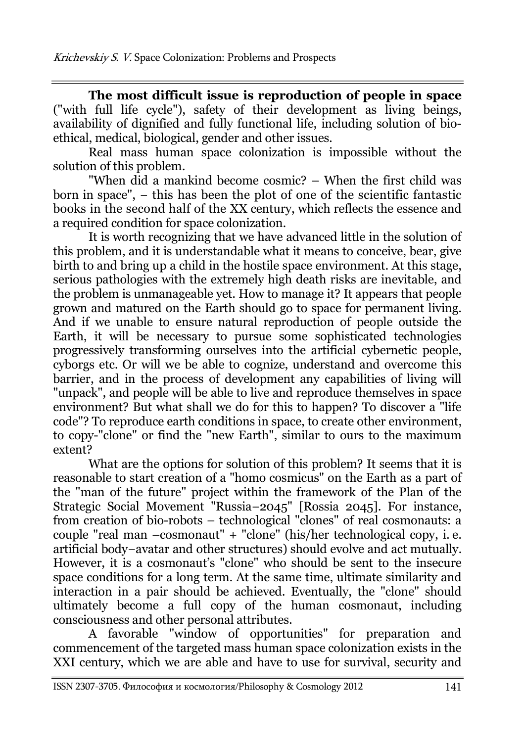**The most difficult issue is reproduction of people in space** ("with full life cycle"), safety of their development as living beings, availability of dignified and fully functional life, including solution of bio-ethical, medical, biological, gender and other issues.

Real mass human space colonization is impossible without the solution of this problem.

"When did a mankind become cosmic? – When the first child was born in space", – this has been the plot of one of the scientific fantastic books in the second half of the XX century, which reflects the essence and a required condition for space colonization.

It is worth recognizing that we have advanced little in the solution of this problem, and it is understandable what it means to conceive, bear, give birth to and bring up a child in the hostile space environment. At this stage, serious pathologies with the extremely high death risks are inevitable, and the problem is unmanageable yet. How to manage it? It appears that people grown and matured on the Earth should go to space for permanent living. And if we unable to ensure natural reproduction of people outside the Earth, it will be necessary to pursue some sophisticated technologies progressively transforming ourselves into the artificial cybernetic people, cyborgs etc. Or will we be able to cognize, understand and overcome this barrier, and in the process of development any capabilities of living will "unpack", and people will be able to live and reproduce themselves in space environment? But what shall we do for this to happen? To discover a "life code"? To reproduce earth conditions in space, to create other environment, to copy-"clone" or find the "new Earth", similar to ours to the maximum extent?

What are the options for solution of this problem? It seems that it is reasonable to start creation of a "homo cosmicus" on the Earth as a part of the "man of the future" project within the framework of the Plan of the Strategic Social Movement "Russia–2045" [Rossia 2045]. For instance, from creation of bio-robots – technological "clones" of real cosmonauts: a couple "real man –cosmonaut" + "clone" (his/her technological copy, i. e. artificial body–avatar and other structures) should evolve and act mutually. However, it is a cosmonaut's "clone" who should be sent to the insecure space conditions for a long term. At the same time, ultimate similarity and interaction in a pair should be achieved. Eventually, the "clone" should ultimately become a full copy of the human cosmonaut, including consciousness and other personal attributes.

A favorable "window of opportunities" for preparation and commencement of the targeted mass human space colonization exists in the XXI century, which we are able and have to use for survival, security and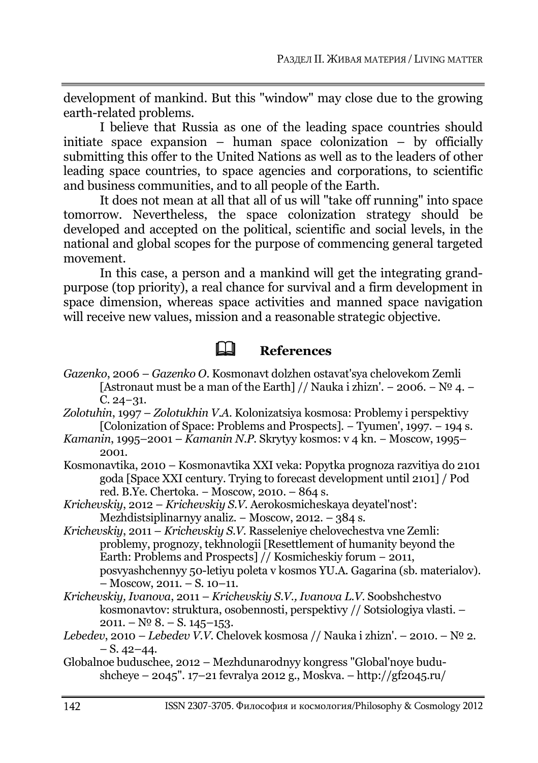development of mankind. But this "window" may close due to the growing earth-related problems.

I believe that Russia as one of the leading space countries should initiate space expansion – human space colonization – by officially submitting this offer to the United Nations as well as to the leaders of other leading space countries, to space agencies and corporations, to scientific and business communities, and to all people of the Earth.

It does not mean at all that all of us will "take off running" into space tomorrow. Nevertheless, the space colonization strategy should be developed and accepted on the political, scientific and social levels, in the national and global scopes for the purpose of commencing general targeted movement.

In this case, a person and a mankind will get the integrating grand-purpose (top priority), a real chance for survival and a firm development in space dimension, whereas space activities and manned space navigation will receive new values, mission and a reasonable strategic objective.

## References

*Gazenko*, 2006 – *Gazenko O.* Kosmonavt dolzhen ostavat'sya chelovekom Zemli [Astronaut must be a man of the Earth] // Nauka i zhizn'. – 2006. – № 4. – С. 24–31.

*Zolotuhin*, 1997 – *Zolotukhin V.A.* Kolonizatsiya kosmosa: Problemy i perspektivy [Colonization of Space: Problems and Prospects]. – Tyumen', 1997. – 194 s.

*Kamanin*, 1995–2001 – *Kamanin N.P.* Skrytyy kosmos: v 4 kn. – Moscow, 1995–2001.

Kosmonavtika, 2010 – Kosmonavtika XXI veka: Popytka prognoza razvitiya do 2101 goda [Space XXI century. Trying to forecast development until 2101] / Pod red. B.Ye. Chertoka. – Moscow, 2010. – 864 s.

*Krichevskiy*, 2012 – *Krichevskiy S.V.* Aerokosmicheskaya deyatel'nost': Mezhdistsiplinarnyy analiz. – Moscow, 2012. – 384 s.

*Krichevskiy*, 2011 – *Krichevskiy S.V.* Rasseleniye chelovechestva vne Zemli: problemy, prognozy, tekhnologii [Resettlement of humanity beyond the Earth: Problems and Prospects] // Kosmicheskiy forum – 2011, posvyashchennyy 50-letiyu poleta v kosmos YU.A. Gagarina (sb. materialov). – Moscow, 2011. – S. 10–11.

*Krichevskiy, Ivanova*, 2011 – *Krichevskiy S.V., Ivanova L.V.* Soobshchestvo kosmonavtov: struktura, osobennosti, perspektivy // Sotsiologiya vlasti. – 2011. – № 8. – S. 145–153.

*Lebedev*, 2010 – *Lebedev V.V.* Chelovek kosmosa // Nauka i zhizn'. – 2010. – № 2. – S. 42–44.

Globalnoe buduschee, 2012 – Mezhdunarodnyy kongress "Global'noye budushcheye – 2045". 17–21 fevralya 2012 g., Moskva. – http://gf2045.ru/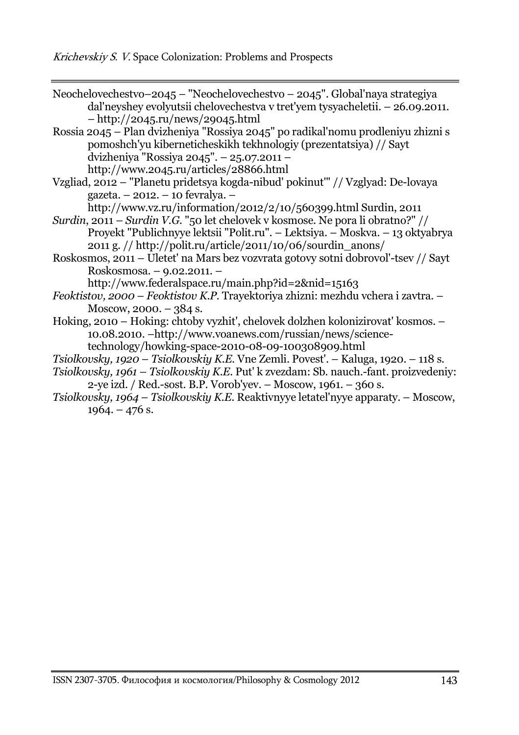Neochelovechestvo–2045 – "Neochelovechestvo – 2045". Global'naya strategiya dal'neyshey evolyutsii chelovechestva v tret'yem tysyacheletii. – 26.09.2011. – http://2045.ru/news/29045.html

Rossia 2045 – Plan dvizheniya "Rossiya 2045" po radikal'nomu prodleniyu zhizni s pomoshch'yu kiberneticheskikh tekhnologiy (prezentatsiya) // Sayt dvizheniya "Rossiya 2045". – 25.07.2011 – http://www.2045.ru/articles/28866.html

Vzgliad, 2012 – "Planetu pridetsya kogda-nibud' pokinut'" // Vzglyad: De-lovaya gazeta. – 2012. – 10 fevralya. – http://www.vz.ru/information/2012/2/10/560399.html Surdin, 2011

*Surdin*, 2011 – *Surdin V.G.* "50 let chelovek v kosmose. Ne pora li obratno?" // Proyekt "Publichnyye lektsii "Polit.ru". – Lektsiya. – Moskva. – 13 oktyabrya 2011 g. // http://polit.ru/article/2011/10/06/sourdin_anons/

Roskosmos, 2011 – Uletet' na Mars bez vozvrata gotovy sotni dobrovol'-tsev // Sayt Roskosmosa. – 9.02.2011. – http://www.federalspace.ru/main.php?id=2&nid=15163

*Feoktistov, 2000 – Feoktistov K.P.* Trayektoriya zhizni: mezhdu vchera i zavtra. – Moscow, 2000. – 384 s.

Hoking, 2010 – Hoking: chtoby vyzhit', chelovek dolzhen kolonizirovat' kosmos. – 10.08.2010. –http://www.voanews.com/russian/news/science-technology/howking-space-2010-08-09-100308909.html

*Tsiolkovsky, 1920 – Tsiolkovskiy K.E.* Vne Zemli. Povest'. – Kaluga, 1920. – 118 s.

*Tsiolkovsky, 1961 – Tsiolkovskiy K.E.* Put' k zvezdam: Sb. nauch.-fant. proizvedeniy: 2-ye izd. / Red.-sost. B.P. Vorob'yev. – Moscow, 1961. – 360 s.

*Tsiolkovsky, 1964 – Tsiolkovskiy K.E.* Reaktivnyye letatel'nyye apparaty. – Moscow, 1964. – 476 s.